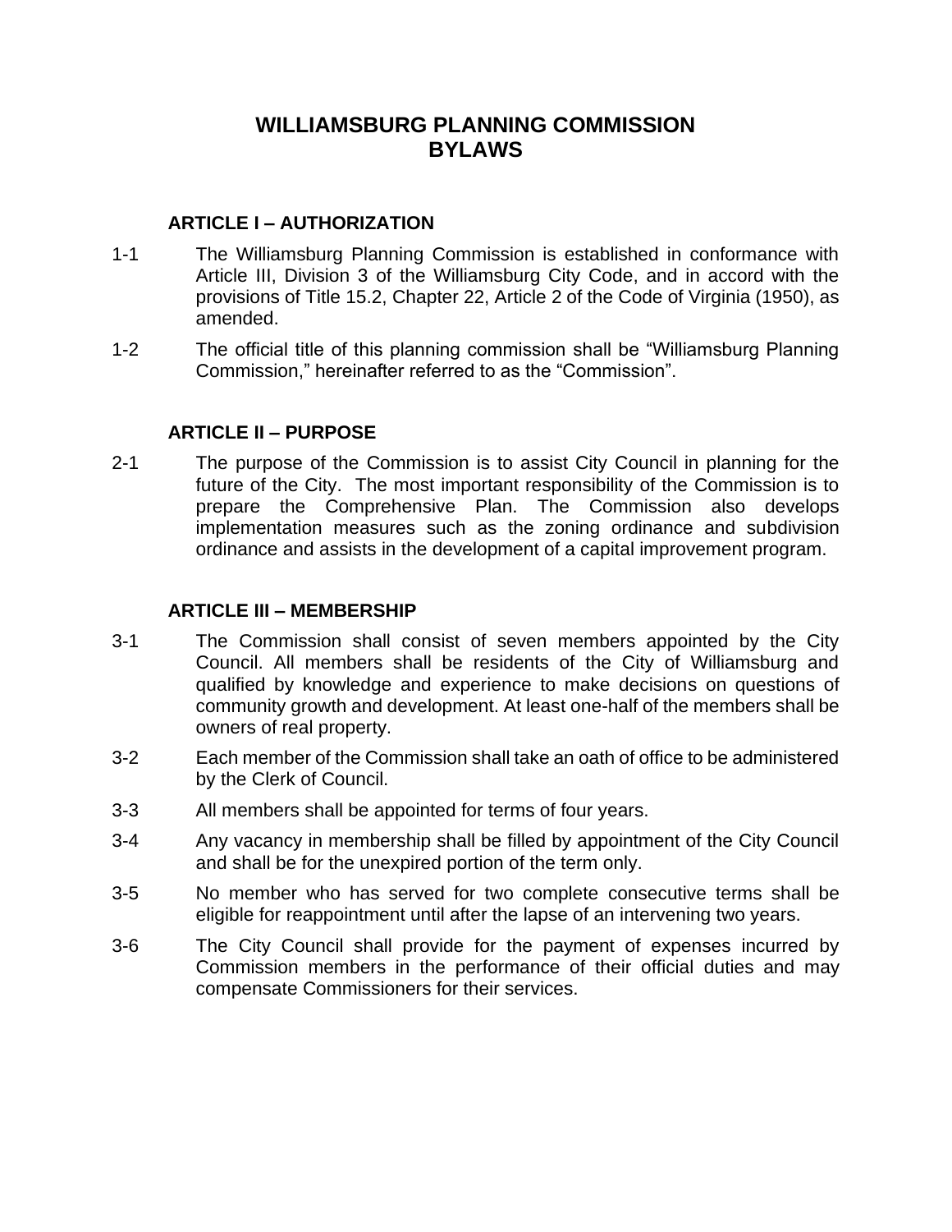# WILLIAMSBURG PLANNING COMMISSION BYLAWS

## ARTICLE I – AUTHORIZATION

1-1 The Williamsburg Planning Commission is established in conformance with Article III, Division 3 of the Williamsburg City Code, and in accord with the provisions of Title 15.2, Chapter 22, Article 2 of the Code of Virginia (1950), as amended.

1-2 The official title of this planning commission shall be "Williamsburg Planning Commission," hereinafter referred to as the "Commission".

## ARTICLE II – PURPOSE

2-1 The purpose of the Commission is to assist City Council in planning for the future of the City. The most important responsibility of the Commission is to prepare the Comprehensive Plan. The Commission also develops implementation measures such as the zoning ordinance and subdivision ordinance and assists in the development of a capital improvement program.

## ARTICLE III – MEMBERSHIP

3-1 The Commission shall consist of seven members appointed by the City Council. All members shall be residents of the City of Williamsburg and qualified by knowledge and experience to make decisions on questions of community growth and development. At least one-half of the members shall be owners of real property.

3-2 Each member of the Commission shall take an oath of office to be administered by the Clerk of Council.

3-3 All members shall be appointed for terms of four years.

3-4 Any vacancy in membership shall be filled by appointment of the City Council and shall be for the unexpired portion of the term only.

3-5 No member who has served for two complete consecutive terms shall be eligible for reappointment until after the lapse of an intervening two years.

3-6 The City Council shall provide for the payment of expenses incurred by Commission members in the performance of their official duties and may compensate Commissioners for their services.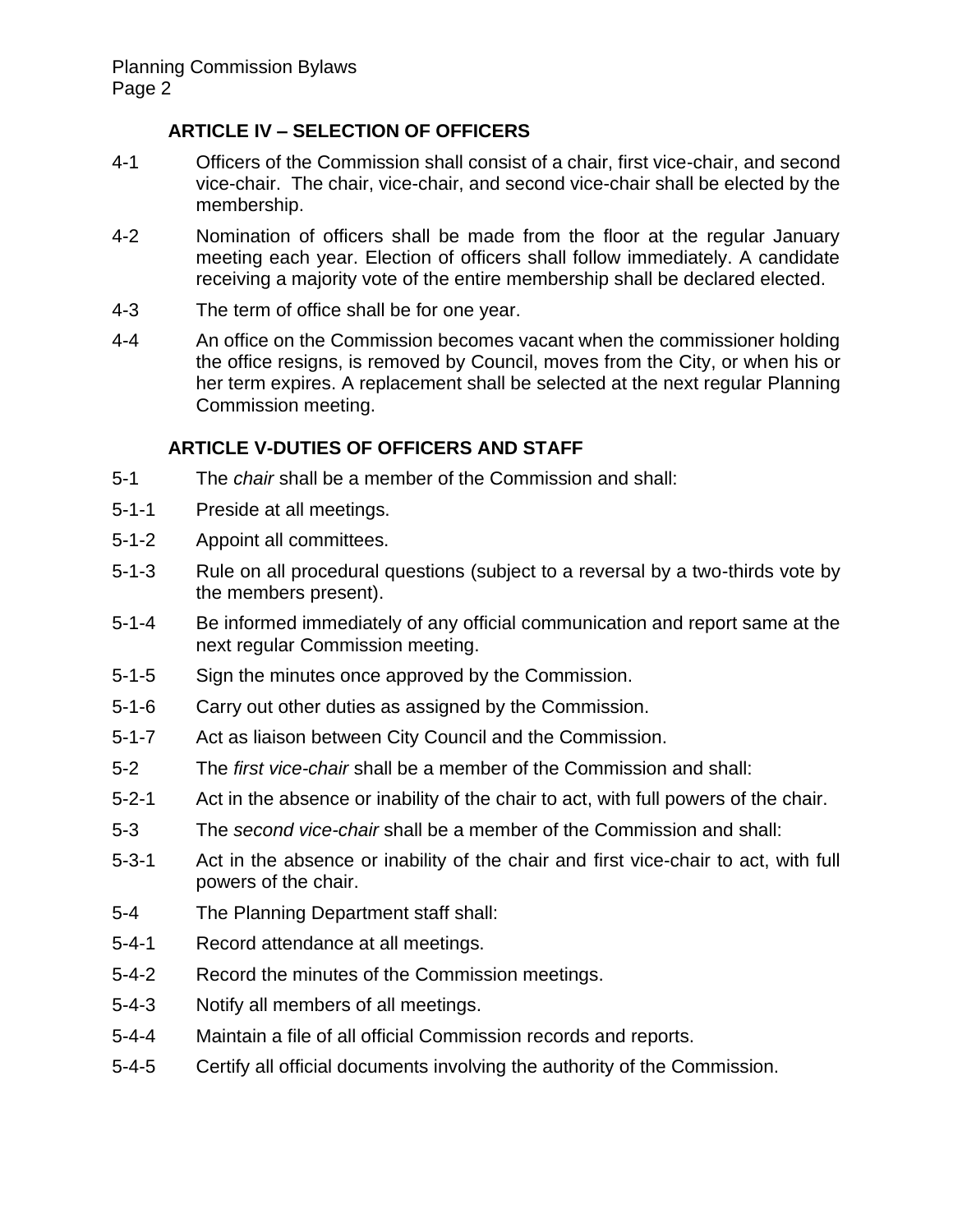## ARTICLE IV – SELECTION OF OFFICERS

4-1 Officers of the Commission shall consist of a chair, first vice-chair, and second vice-chair. The chair, vice-chair, and second vice-chair shall be elected by the membership.

4-2 Nomination of officers shall be made from the floor at the regular January meeting each year. Election of officers shall follow immediately. A candidate receiving a majority vote of the entire membership shall be declared elected.

4-3 The term of office shall be for one year.

4-4 An office on the Commission becomes vacant when the commissioner holding the office resigns, is removed by Council, moves from the City, or when his or her term expires. A replacement shall be selected at the next regular Planning Commission meeting.

## ARTICLE V-DUTIES OF OFFICERS AND STAFF

5-1 The *chair* shall be a member of the Commission and shall:

5-1-1 Preside at all meetings.

5-1-2 Appoint all committees.

5-1-3 Rule on all procedural questions (subject to a reversal by a two-thirds vote by the members present).

5-1-4 Be informed immediately of any official communication and report same at the next regular Commission meeting.

5-1-5 Sign the minutes once approved by the Commission.

5-1-6 Carry out other duties as assigned by the Commission.

5-1-7 Act as liaison between City Council and the Commission.

5-2 The *first vice-chair* shall be a member of the Commission and shall:

5-2-1 Act in the absence or inability of the chair to act, with full powers of the chair.

5-3 The *second vice-chair* shall be a member of the Commission and shall:

5-3-1 Act in the absence or inability of the chair and first vice-chair to act, with full powers of the chair.

5-4 The Planning Department staff shall:

5-4-1 Record attendance at all meetings.

5-4-2 Record the minutes of the Commission meetings.

5-4-3 Notify all members of all meetings.

5-4-4 Maintain a file of all official Commission records and reports.

5-4-5 Certify all official documents involving the authority of the Commission.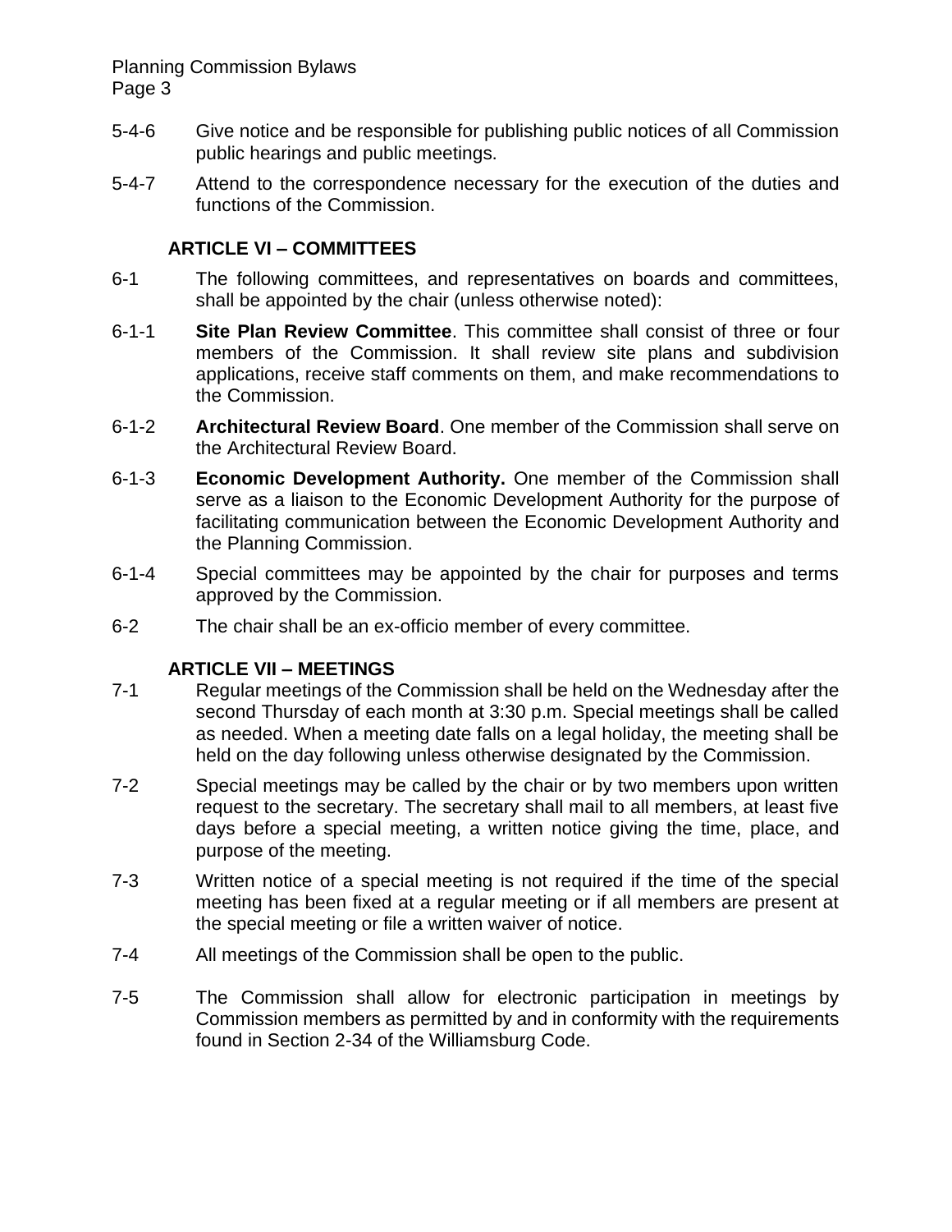5-4-6 Give notice and be responsible for publishing public notices of all Commission public hearings and public meetings.

5-4-7 Attend to the correspondence necessary for the execution of the duties and functions of the Commission.

## ARTICLE VI – COMMITTEES

6-1 The following committees, and representatives on boards and committees, shall be appointed by the chair (unless otherwise noted):

6-1-1 **Site Plan Review Committee**. This committee shall consist of three or four members of the Commission. It shall review site plans and subdivision applications, receive staff comments on them, and make recommendations to the Commission.

6-1-2 **Architectural Review Board**. One member of the Commission shall serve on the Architectural Review Board.

6-1-3 **Economic Development Authority.** One member of the Commission shall serve as a liaison to the Economic Development Authority for the purpose of facilitating communication between the Economic Development Authority and the Planning Commission.

6-1-4 Special committees may be appointed by the chair for purposes and terms approved by the Commission.

6-2 The chair shall be an ex-officio member of every committee.

## ARTICLE VII – MEETINGS

7-1 Regular meetings of the Commission shall be held on the Wednesday after the second Thursday of each month at 3:30 p.m. Special meetings shall be called as needed. When a meeting date falls on a legal holiday, the meeting shall be held on the day following unless otherwise designated by the Commission.

7-2 Special meetings may be called by the chair or by two members upon written request to the secretary. The secretary shall mail to all members, at least five days before a special meeting, a written notice giving the time, place, and purpose of the meeting.

7-3 Written notice of a special meeting is not required if the time of the special meeting has been fixed at a regular meeting or if all members are present at the special meeting or file a written waiver of notice.

7-4 All meetings of the Commission shall be open to the public.

7-5 The Commission shall allow for electronic participation in meetings by Commission members as permitted by and in conformity with the requirements found in Section 2-34 of the Williamsburg Code.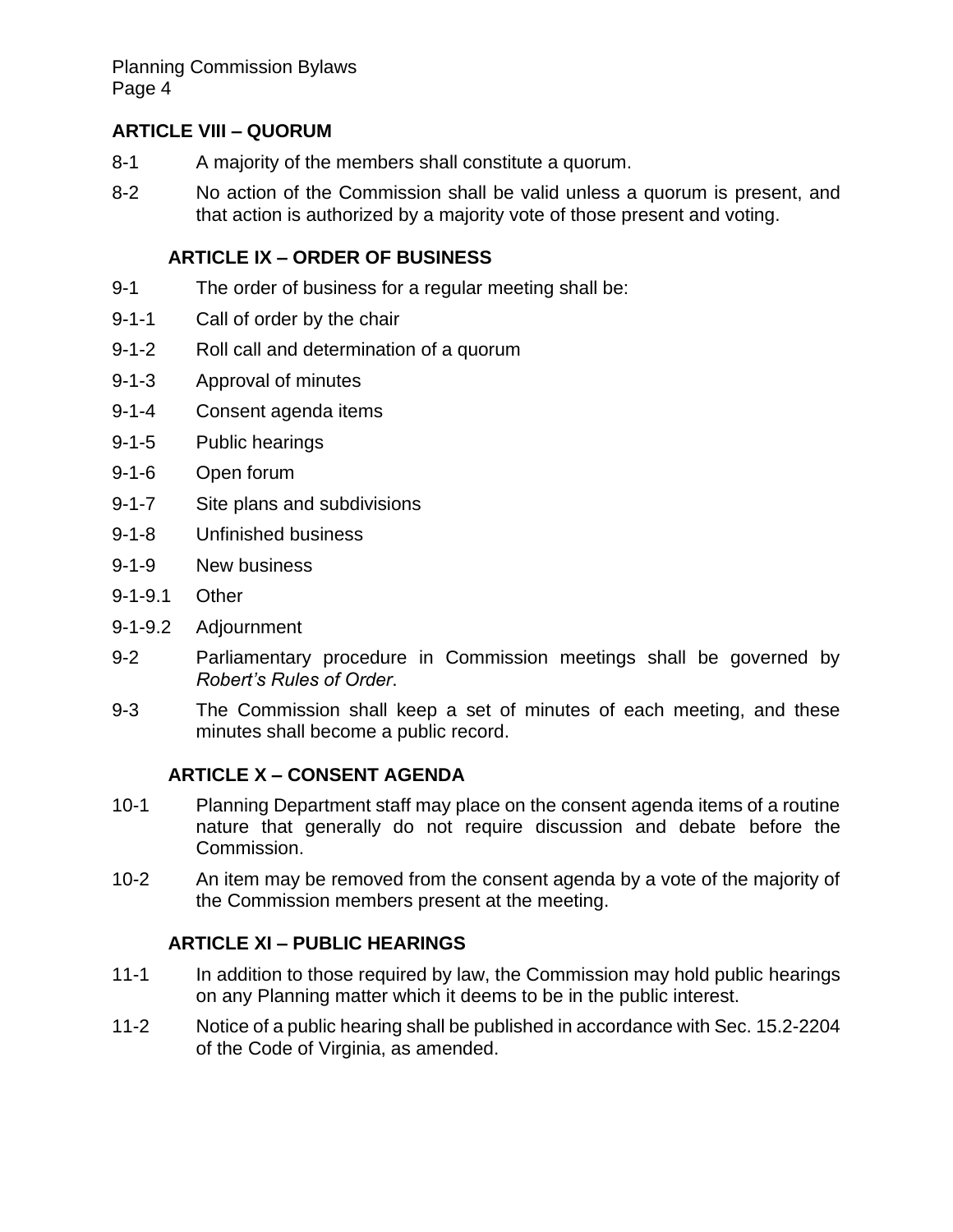## ARTICLE VIII – QUORUM

8-1 A majority of the members shall constitute a quorum.

8-2 No action of the Commission shall be valid unless a quorum is present, and that action is authorized by a majority vote of those present and voting.

## ARTICLE IX – ORDER OF BUSINESS

9-1 The order of business for a regular meeting shall be:

9-1-1 Call of order by the chair

9-1-2 Roll call and determination of a quorum

9-1-3 Approval of minutes

9-1-4 Consent agenda items

9-1-5 Public hearings

9-1-6 Open forum

9-1-7 Site plans and subdivisions

9-1-8 Unfinished business

9-1-9 New business

9-1-9.1 Other

9-1-9.2 Adjournment

9-2 Parliamentary procedure in Commission meetings shall be governed by *Robert's Rules of Order*.

9-3 The Commission shall keep a set of minutes of each meeting, and these minutes shall become a public record.

## ARTICLE X – CONSENT AGENDA

10-1 Planning Department staff may place on the consent agenda items of a routine nature that generally do not require discussion and debate before the Commission.

10-2 An item may be removed from the consent agenda by a vote of the majority of the Commission members present at the meeting.

## ARTICLE XI – PUBLIC HEARINGS

11-1 In addition to those required by law, the Commission may hold public hearings on any Planning matter which it deems to be in the public interest.

11-2 Notice of a public hearing shall be published in accordance with Sec. 15.2-2204 of the Code of Virginia, as amended.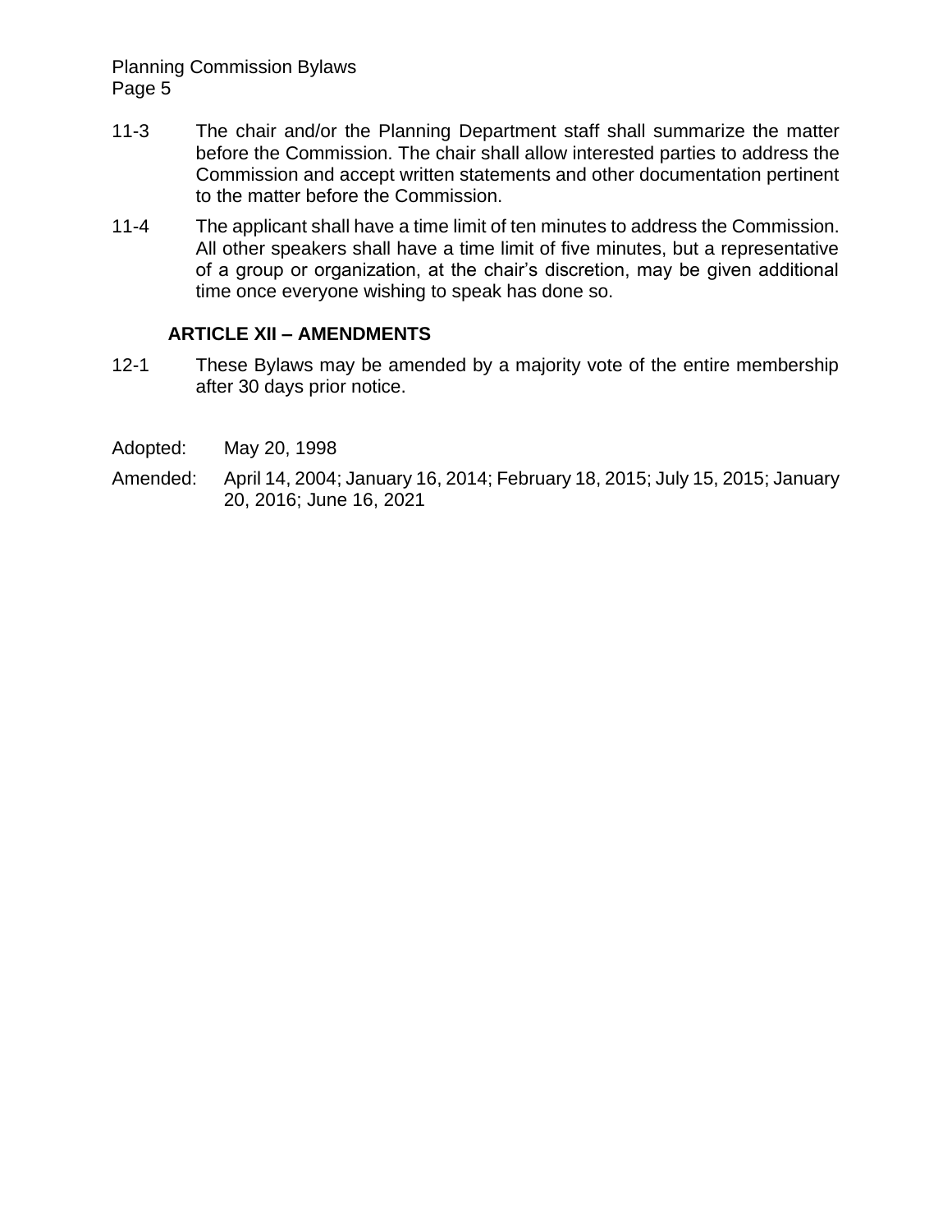11-3 The chair and/or the Planning Department staff shall summarize the matter before the Commission. The chair shall allow interested parties to address the Commission and accept written statements and other documentation pertinent to the matter before the Commission.

11-4 The applicant shall have a time limit of ten minutes to address the Commission. All other speakers shall have a time limit of five minutes, but a representative of a group or organization, at the chair's discretion, may be given additional time once everyone wishing to speak has done so.

## ARTICLE XII – AMENDMENTS

12-1 These Bylaws may be amended by a majority vote of the entire membership after 30 days prior notice.

Adopted: May 20, 1998

Amended: April 14, 2004; January 16, 2014; February 18, 2015; July 15, 2015; January 20, 2016; June 16, 2021